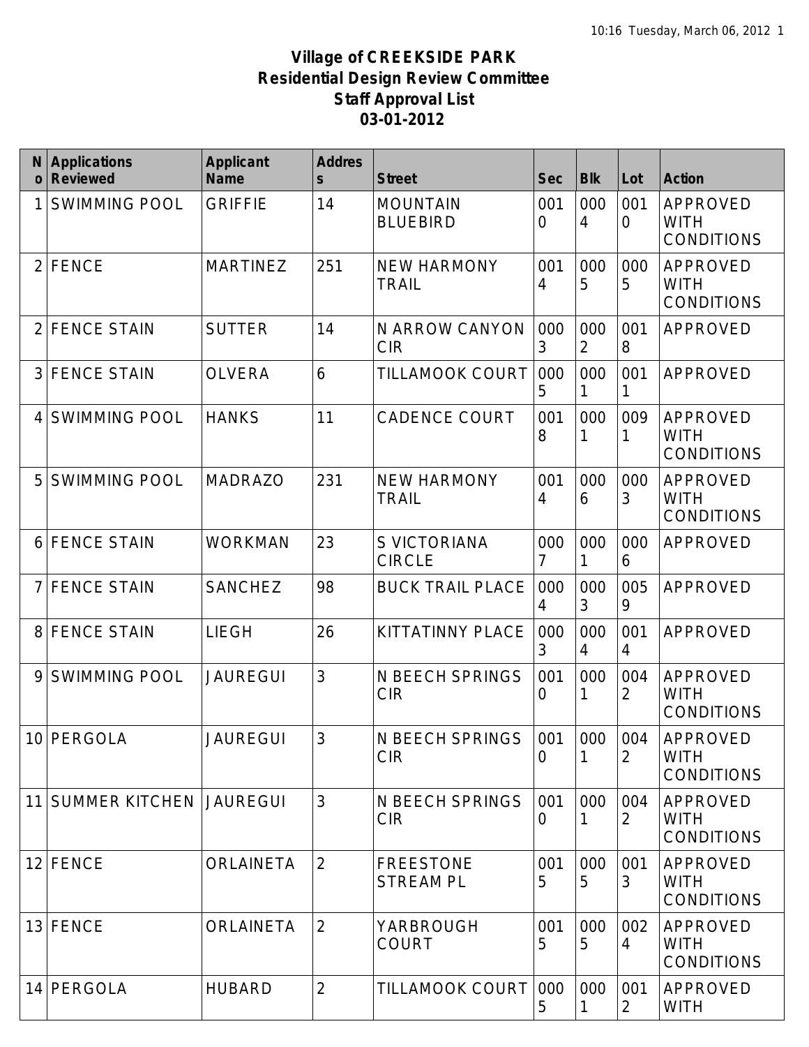# Village of CREEKSIDE PARK
## Residential Design Review Committee
## Staff Approval List
## 03-01-2012

| No | Applications Reviewed | Applicant Name | Address | Street | Sec | Blk | Lot | Action |
|---|---|---|---|---|---|---|---|---|
| 1 | SWIMMING POOL | GRIFFIE | 14 | MOUNTAIN BLUEBIRD | 0010 | 0004 | 0010 | APPROVED WITH CONDITIONS |
| 2 | FENCE | MARTINEZ | 251 | NEW HARMONY TRAIL | 0014 | 0005 | 0005 | APPROVED WITH CONDITIONS |
| 2 | FENCE STAIN | SUTTER | 14 | N ARROW CANYON CIR | 0003 | 0002 | 0018 | APPROVED |
| 3 | FENCE STAIN | OLVERA | 6 | TILLAMOOK COURT | 0005 | 0001 | 0011 | APPROVED |
| 4 | SWIMMING POOL | HANKS | 11 | CADENCE COURT | 0018 | 0001 | 0091 | APPROVED WITH CONDITIONS |
| 5 | SWIMMING POOL | MADRAZO | 231 | NEW HARMONY TRAIL | 0014 | 0006 | 0003 | APPROVED WITH CONDITIONS |
| 6 | FENCE STAIN | WORKMAN | 23 | S VICTORIANA CIRCLE | 0007 | 0001 | 0006 | APPROVED |
| 7 | FENCE STAIN | SANCHEZ | 98 | BUCK TRAIL PLACE | 0004 | 0003 | 0059 | APPROVED |
| 8 | FENCE STAIN | LIEGH | 26 | KITTATINNY PLACE | 0003 | 0004 | 0014 | APPROVED |
| 9 | SWIMMING POOL | JAUREGUI | 3 | N BEECH SPRINGS CIR | 0010 | 0001 | 0042 | APPROVED WITH CONDITIONS |
| 10 | PERGOLA | JAUREGUI | 3 | N BEECH SPRINGS CIR | 0010 | 0001 | 0042 | APPROVED WITH CONDITIONS |
| 11 | SUMMER KITCHEN | JAUREGUI | 3 | N BEECH SPRINGS CIR | 0010 | 0001 | 0042 | APPROVED WITH CONDITIONS |
| 12 | FENCE | ORLAINETA | 2 | FREESTONE STREAM PL | 0015 | 0005 | 0013 | APPROVED WITH CONDITIONS |
| 13 | FENCE | ORLAINETA | 2 | YARBROUGH COURT | 0015 | 0005 | 0024 | APPROVED WITH CONDITIONS |
| 14 | PERGOLA | HUBARD | 2 | TILLAMOOK COURT | 0005 | 0001 | 0012 | APPROVED WITH |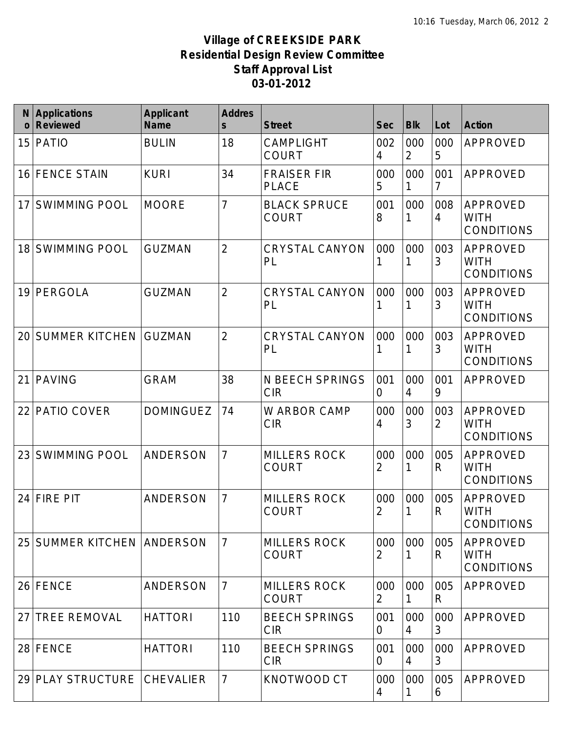**Village of CREEKSIDE PARK**
**Residential Design Review Committee**
**Staff Approval List**
**03-01-2012**

| No | Applications Reviewed | Applicant Name | Address | Street | Sec | Blk | Lot | Action |
|---|---|---|---|---|---|---|---|---|
| 15 | PATIO | BULIN | 18 | CAMPLIGHT COURT | 0024 | 0002 | 0005 | APPROVED |
| 16 | FENCE STAIN | KURI | 34 | FRAISER FIR PLACE | 0005 | 0001 | 0017 | APPROVED |
| 17 | SWIMMING POOL | MOORE | 7 | BLACK SPRUCE COURT | 0018 | 0001 | 0084 | APPROVED WITH CONDITIONS |
| 18 | SWIMMING POOL | GUZMAN | 2 | CRYSTAL CANYON PL | 0001 | 0001 | 0033 | APPROVED WITH CONDITIONS |
| 19 | PERGOLA | GUZMAN | 2 | CRYSTAL CANYON PL | 0001 | 0001 | 0033 | APPROVED WITH CONDITIONS |
| 20 | SUMMER KITCHEN | GUZMAN | 2 | CRYSTAL CANYON PL | 0001 | 0001 | 0033 | APPROVED WITH CONDITIONS |
| 21 | PAVING | GRAM | 38 | N BEECH SPRINGS CIR | 0010 | 0004 | 0019 | APPROVED |
| 22 | PATIO COVER | DOMINGUEZ | 74 | W ARBOR CAMP CIR | 0004 | 0003 | 0032 | APPROVED WITH CONDITIONS |
| 23 | SWIMMING POOL | ANDERSON | 7 | MILLERS ROCK COURT | 0002 | 0001 | 005R | APPROVED WITH CONDITIONS |
| 24 | FIRE PIT | ANDERSON | 7 | MILLERS ROCK COURT | 0002 | 0001 | 005R | APPROVED WITH CONDITIONS |
| 25 | SUMMER KITCHEN | ANDERSON | 7 | MILLERS ROCK COURT | 0002 | 0001 | 005R | APPROVED WITH CONDITIONS |
| 26 | FENCE | ANDERSON | 7 | MILLERS ROCK COURT | 0002 | 0001 | 005R | APPROVED |
| 27 | TREE REMOVAL | HATTORI | 110 | BEECH SPRINGS CIR | 0010 | 0004 | 0003 | APPROVED |
| 28 | FENCE | HATTORI | 110 | BEECH SPRINGS CIR | 0010 | 0004 | 0003 | APPROVED |
| 29 | PLAY STRUCTURE | CHEVALIER | 7 | KNOTWOOD CT | 0004 | 0001 | 0056 | APPROVED |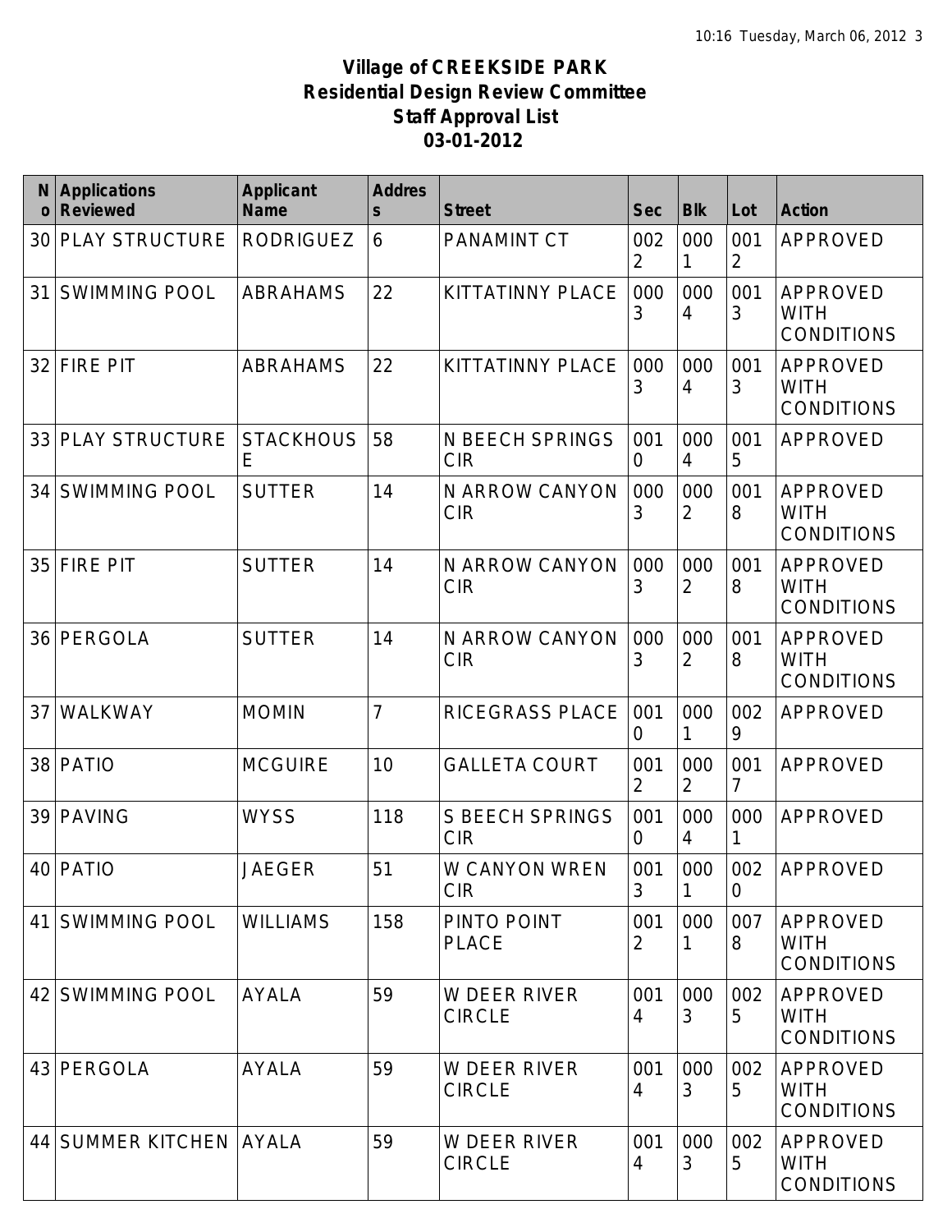# Village of CREEKSIDE PARK
## Residential Design Review Committee
## Staff Approval List
## 03-01-2012

| No | Applications Reviewed | Applicant Name | Address | Street | Sec | Blk | Lot | Action |
|---|---|---|---|---|---|---|---|---|
| 30 | PLAY STRUCTURE | RODRIGUEZ | 6 | PANAMINT CT | 0022 | 0001 | 0012 | APPROVED |
| 31 | SWIMMING POOL | ABRAHAMS | 22 | KITTATINNY PLACE | 0003 | 0004 | 0013 | APPROVED WITH CONDITIONS |
| 32 | FIRE PIT | ABRAHAMS | 22 | KITTATINNY PLACE | 0003 | 0004 | 0013 | APPROVED WITH CONDITIONS |
| 33 | PLAY STRUCTURE | STACKHOUSE | 58 | N BEECH SPRINGS CIR | 0010 | 0004 | 0015 | APPROVED |
| 34 | SWIMMING POOL | SUTTER | 14 | N ARROW CANYON CIR | 0003 | 0002 | 0018 | APPROVED WITH CONDITIONS |
| 35 | FIRE PIT | SUTTER | 14 | N ARROW CANYON CIR | 0003 | 0002 | 0018 | APPROVED WITH CONDITIONS |
| 36 | PERGOLA | SUTTER | 14 | N ARROW CANYON CIR | 0003 | 0002 | 0018 | APPROVED WITH CONDITIONS |
| 37 | WALKWAY | MOMIN | 7 | RICEGRASS PLACE | 0010 | 0001 | 0029 | APPROVED |
| 38 | PATIO | MCGUIRE | 10 | GALLETA COURT | 0012 | 0002 | 0017 | APPROVED |
| 39 | PAVING | WYSS | 118 | S BEECH SPRINGS CIR | 0010 | 0004 | 0001 | APPROVED |
| 40 | PATIO | JAEGER | 51 | W CANYON WREN CIR | 0013 | 0001 | 0020 | APPROVED |
| 41 | SWIMMING POOL | WILLIAMS | 158 | PINTO POINT PLACE | 0012 | 0001 | 0078 | APPROVED WITH CONDITIONS |
| 42 | SWIMMING POOL | AYALA | 59 | W DEER RIVER CIRCLE | 0014 | 0003 | 0025 | APPROVED WITH CONDITIONS |
| 43 | PERGOLA | AYALA | 59 | W DEER RIVER CIRCLE | 0014 | 0003 | 0025 | APPROVED WITH CONDITIONS |
| 44 | SUMMER KITCHEN | AYALA | 59 | W DEER RIVER CIRCLE | 0014 | 0003 | 0025 | APPROVED WITH CONDITIONS |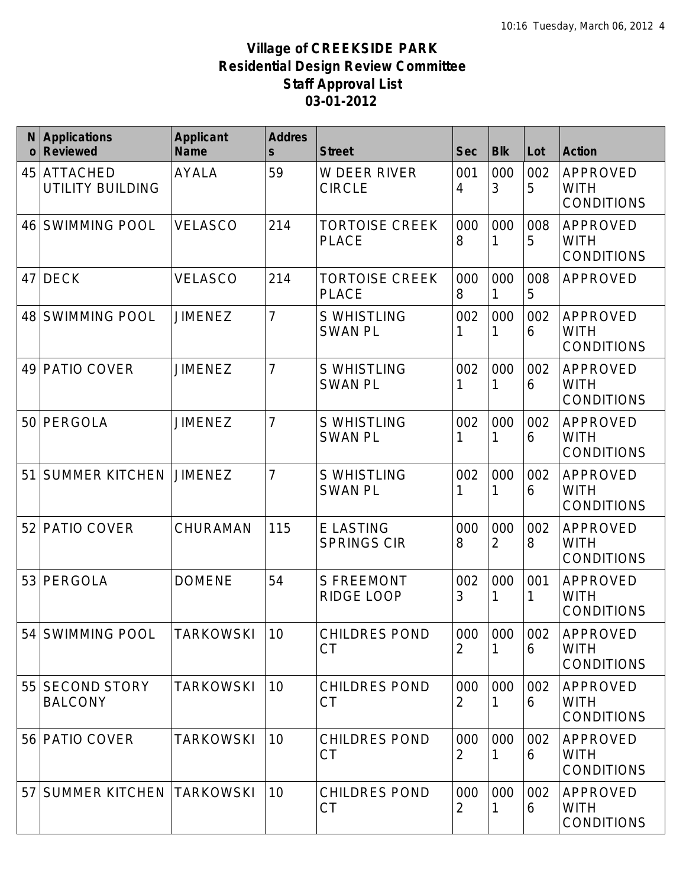**Village of CREEKSIDE PARK**
**Residential Design Review Committee**
**Staff Approval List**
**03-01-2012**

| No | Applications Reviewed | Applicant Name | Address | Street | Sec | Blk | Lot | Action |
|---|---|---|---|---|---|---|---|---|
| 45 | ATTACHED UTILITY BUILDING | AYALA | 59 | W DEER RIVER CIRCLE | 0014 | 0003 | 0025 | APPROVED WITH CONDITIONS |
| 46 | SWIMMING POOL | VELASCO | 214 | TORTOISE CREEK PLACE | 0008 | 0001 | 0085 | APPROVED WITH CONDITIONS |
| 47 | DECK | VELASCO | 214 | TORTOISE CREEK PLACE | 0008 | 0001 | 0085 | APPROVED |
| 48 | SWIMMING POOL | JIMENEZ | 7 | S WHISTLING SWAN PL | 0021 | 0001 | 0026 | APPROVED WITH CONDITIONS |
| 49 | PATIO COVER | JIMENEZ | 7 | S WHISTLING SWAN PL | 0021 | 0001 | 0026 | APPROVED WITH CONDITIONS |
| 50 | PERGOLA | JIMENEZ | 7 | S WHISTLING SWAN PL | 0021 | 0001 | 0026 | APPROVED WITH CONDITIONS |
| 51 | SUMMER KITCHEN | JIMENEZ | 7 | S WHISTLING SWAN PL | 0021 | 0001 | 0026 | APPROVED WITH CONDITIONS |
| 52 | PATIO COVER | CHURAMAN | 115 | E LASTING SPRINGS CIR | 0008 | 0002 | 0028 | APPROVED WITH CONDITIONS |
| 53 | PERGOLA | DOMENE | 54 | S FREEMONT RIDGE LOOP | 0023 | 0001 | 0011 | APPROVED WITH CONDITIONS |
| 54 | SWIMMING POOL | TARKOWSKI | 10 | CHILDRES POND CT | 0002 | 0001 | 0026 | APPROVED WITH CONDITIONS |
| 55 | SECOND STORY BALCONY | TARKOWSKI | 10 | CHILDRES POND CT | 0002 | 0001 | 0026 | APPROVED WITH CONDITIONS |
| 56 | PATIO COVER | TARKOWSKI | 10 | CHILDRES POND CT | 0002 | 0001 | 0026 | APPROVED WITH CONDITIONS |
| 57 | SUMMER KITCHEN | TARKOWSKI | 10 | CHILDRES POND CT | 0002 | 0001 | 0026 | APPROVED WITH CONDITIONS |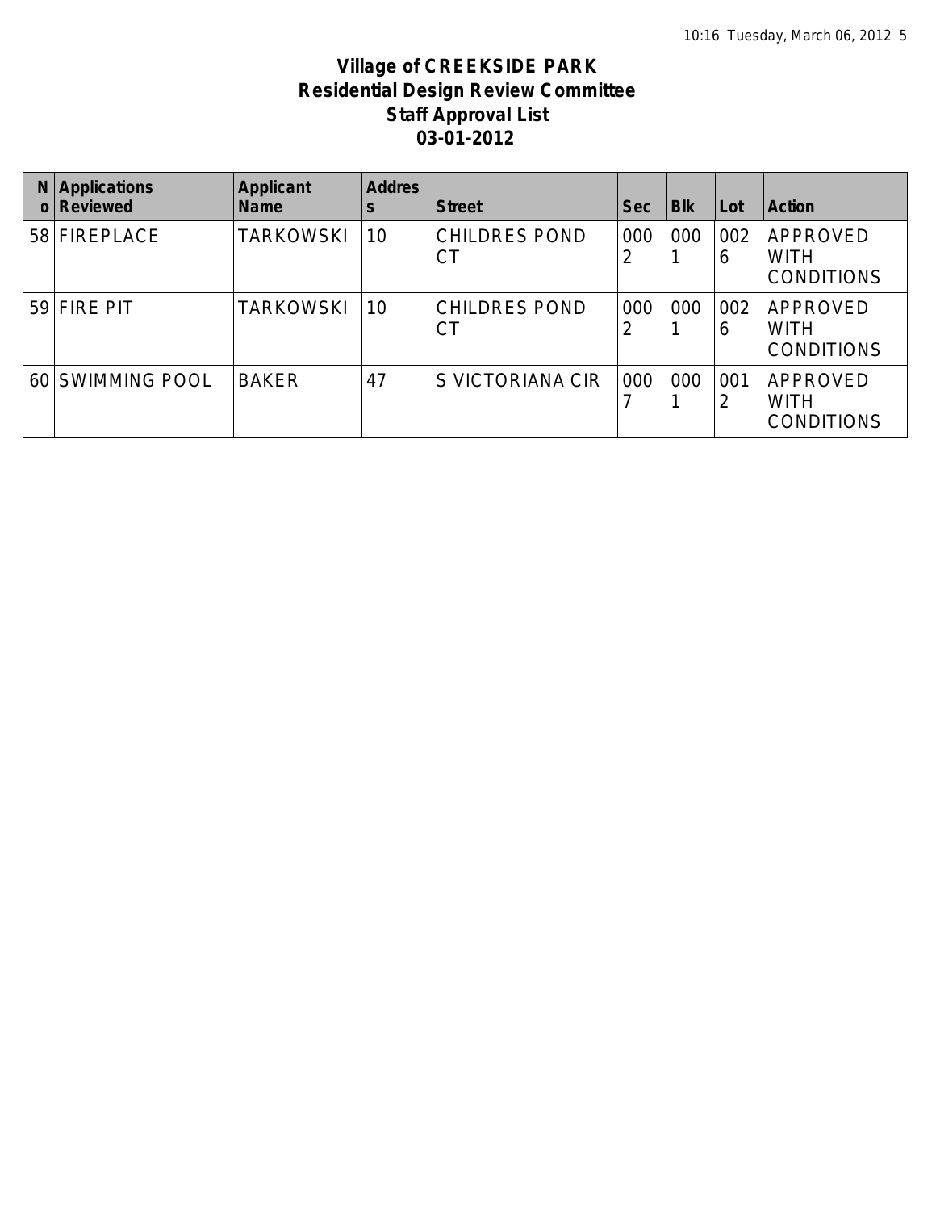# Village of CREEKSIDE PARK
## Residential Design Review Committee
## Staff Approval List
## 03-01-2012

| No | Applications Reviewed | Applicant Name | Address | Street | Sec | Blk | Lot | Action |
|---|---|---|---|---|---|---|---|---|
| 58 | FIREPLACE | TARKOWSKI | 10 | CHILDRES POND CT | 0002 | 0001 | 0026 | APPROVED WITH CONDITIONS |
| 59 | FIRE PIT | TARKOWSKI | 10 | CHILDRES POND CT | 0002 | 0001 | 0026 | APPROVED WITH CONDITIONS |
| 60 | SWIMMING POOL | BAKER | 47 | S VICTORIANA CIR | 0007 | 0001 | 0012 | APPROVED WITH CONDITIONS |